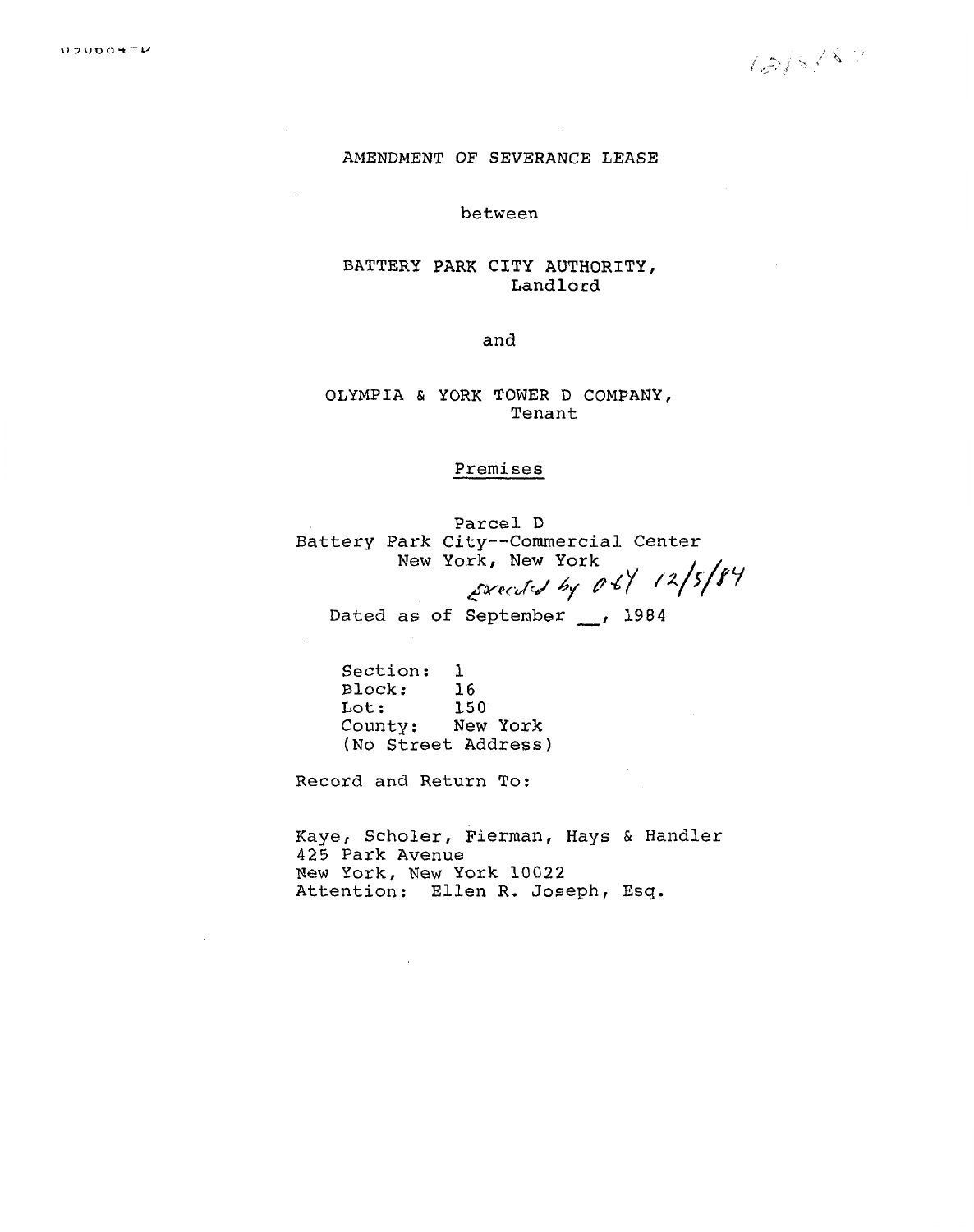AMENDMENT OF SEVERANCE LEASE

between

BATTERY PARK CITY AUTHORITY,
Landlord

and

OLYMPIA & YORK TOWER D COMPANY,
Tenant

Premises

Parcel D
Battery Park City--Commercial Center
New York, New York

*Executed by O&Y 12/5/84*

Dated as of September __, 1984

Section: 1
Block: 16
Lot: 150
County: New York
(No Street Address)

Record and Return To:

Kaye, Scholer, Fierman, Hays & Handler
425 Park Avenue
New York, New York 10022
Attention: Ellen R. Joseph, Esq.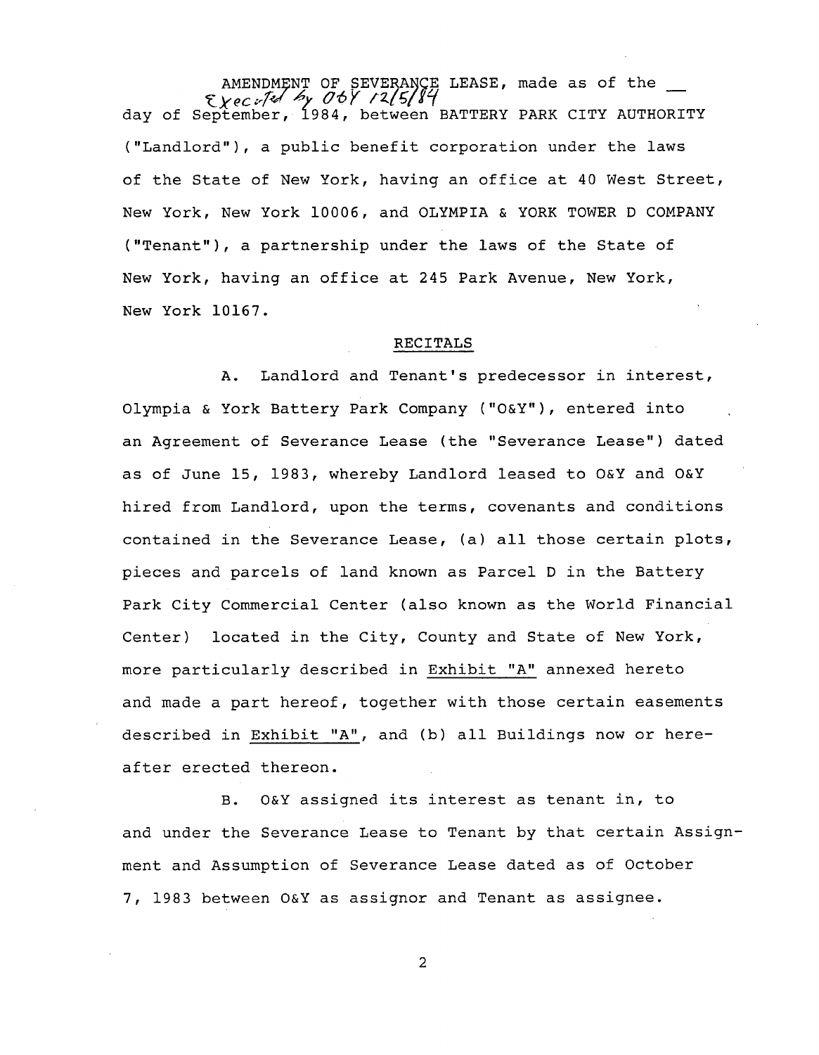AMENDMENT OF SEVERANCE LEASE, made as of the __ day of September, 1984, between BATTERY PARK CITY AUTHORITY ("Landlord"), a public benefit corporation under the laws of the State of New York, having an office at 40 West Street, New York, New York 10006, and OLYMPIA & YORK TOWER D COMPANY ("Tenant"), a partnership under the laws of the State of New York, having an office at 245 Park Avenue, New York, New York 10167.

*Executed by O&Y 12/5/84*

## RECITALS

A. Landlord and Tenant's predecessor in interest, Olympia & York Battery Park Company ("O&Y"), entered into an Agreement of Severance Lease (the "Severance Lease") dated as of June 15, 1983, whereby Landlord leased to O&Y and O&Y hired from Landlord, upon the terms, covenants and conditions contained in the Severance Lease, (a) all those certain plots, pieces and parcels of land known as Parcel D in the Battery Park City Commercial Center (also known as the World Financial Center) located in the City, County and State of New York, more particularly described in Exhibit "A" annexed hereto and made a part hereof, together with those certain easements described in Exhibit "A", and (b) all Buildings now or hereafter erected thereon.

B. O&Y assigned its interest as tenant in, to and under the Severance Lease to Tenant by that certain Assignment and Assumption of Severance Lease dated as of October 7, 1983 between O&Y as assignor and Tenant as assignee.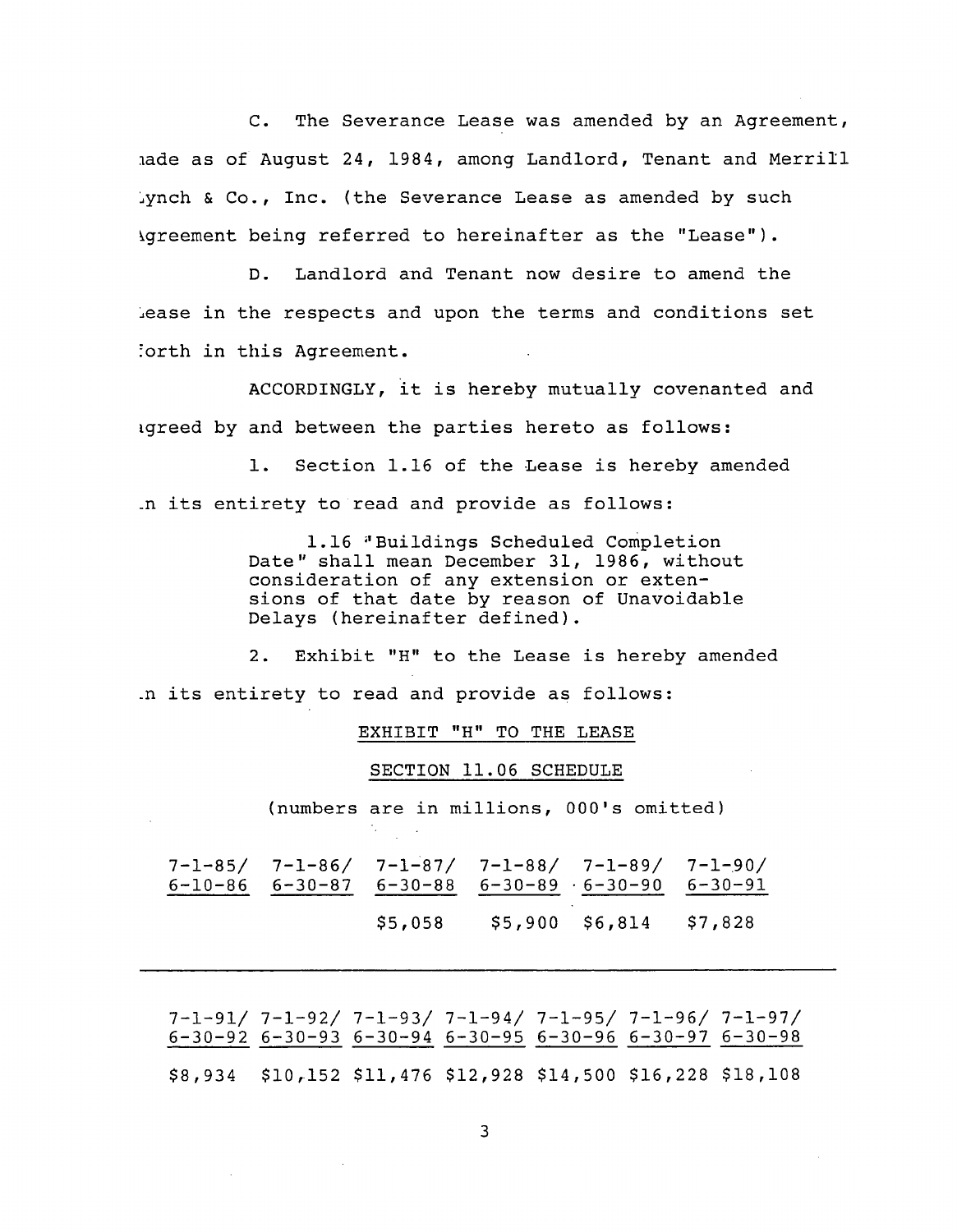C. The Severance Lease was amended by an Agreement, made as of August 24, 1984, among Landlord, Tenant and Merrill Lynch & Co., Inc. (the Severance Lease as amended by such Agreement being referred to hereinafter as the "Lease").

D. Landlord and Tenant now desire to amend the Lease in the respects and upon the terms and conditions set forth in this Agreement.

ACCORDINGLY, it is hereby mutually covenanted and agreed by and between the parties hereto as follows:

1. Section 1.16 of the Lease is hereby amended in its entirety to read and provide as follows:

> 1.16 "Buildings Scheduled Completion Date" shall mean December 31, 1986, without consideration of any extension or extensions of that date by reason of Unavoidable Delays (hereinafter defined).

2. Exhibit "H" to the Lease is hereby amended in its entirety to read and provide as follows:

EXHIBIT "H" TO THE LEASE

SECTION 11.06 SCHEDULE

(numbers are in millions, 000's omitted)

| 7-1-85/ 6-10-86 | 7-1-86/ 6-30-87 | 7-1-87/ 6-30-88 | 7-1-88/ 6-30-89 | 7-1-89/ 6-30-90 | 7-1-90/ 6-30-91 |
|---|---|---|---|---|---|
| | | $5,058 | $5,900 | $6,814 | $7,828 |

| 7-1-91/ 6-30-92 | 7-1-92/ 6-30-93 | 7-1-93/ 6-30-94 | 7-1-94/ 6-30-95 | 7-1-95/ 6-30-96 | 7-1-96/ 6-30-97 | 7-1-97/ 6-30-98 |
|---|---|---|---|---|---|---|
| $8,934 | $10,152 | $11,476 | $12,928 | $14,500 | $16,228 | $18,108 |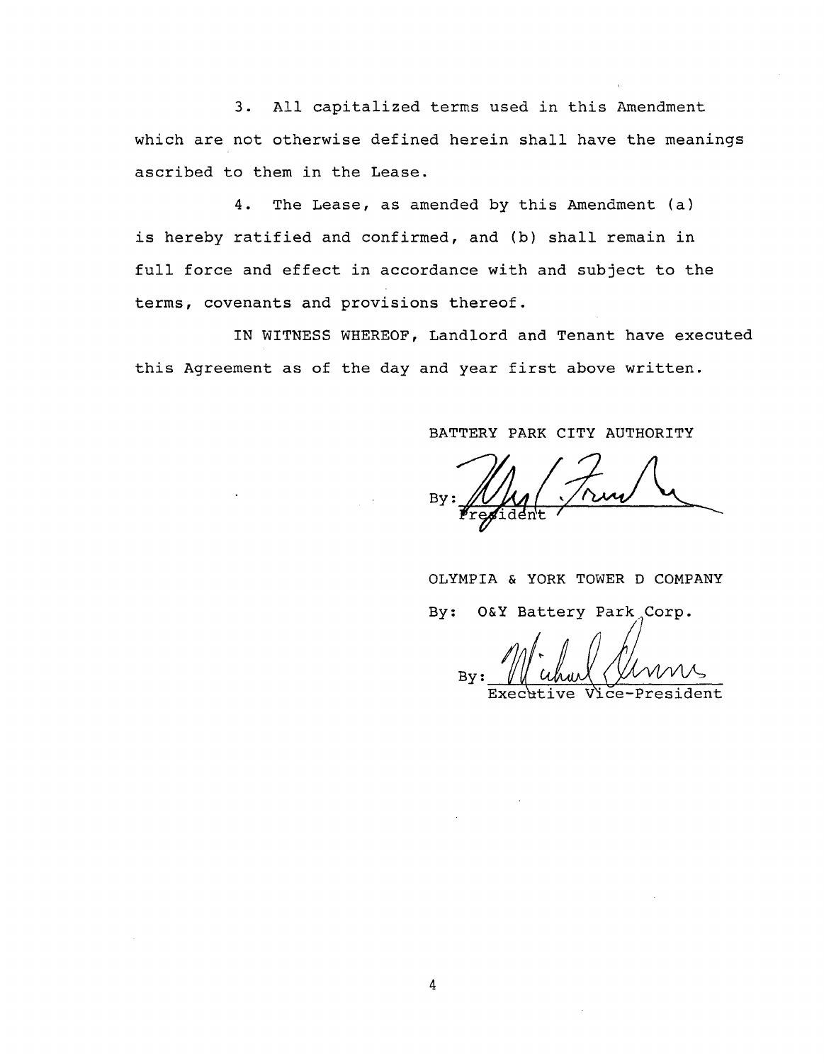3. All capitalized terms used in this Amendment which are not otherwise defined herein shall have the meanings ascribed to them in the Lease.

4. The Lease, as amended by this Amendment (a) is hereby ratified and confirmed, and (b) shall remain in full force and effect in accordance with and subject to the terms, covenants and provisions thereof.

IN WITNESS WHEREOF, Landlord and Tenant have executed this Agreement as of the day and year first above written.

BATTERY PARK CITY AUTHORITY

By: ______________________
President

OLYMPIA & YORK TOWER D COMPANY

By: O&Y Battery Park Corp.

By: ______________________
Executive Vice-President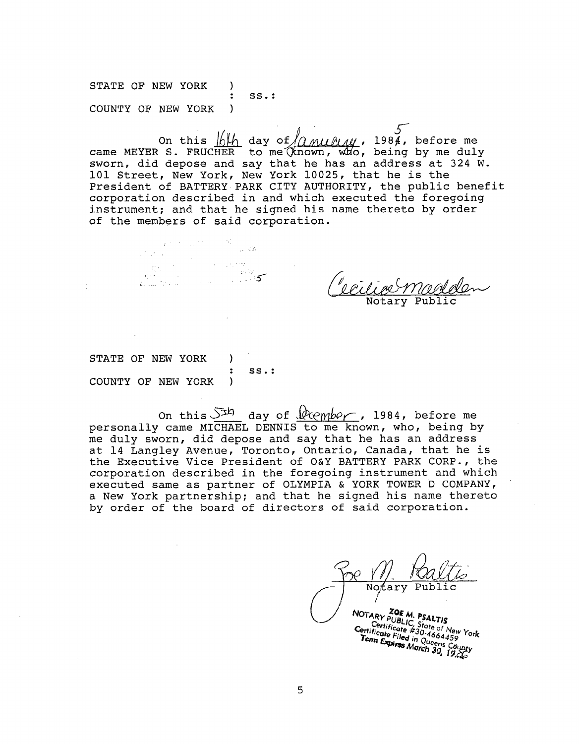STATE OF NEW YORK )
: ss.:
COUNTY OF NEW YORK )

On this 16th day of January, 1985, before me came MEYER S. FRUCHER to me known, who, being by me duly sworn, did depose and say that he has an address at 324 W. 101 Street, New York, New York 10025, that he is the President of BATTERY PARK CITY AUTHORITY, the public benefit corporation described in and which executed the foregoing instrument; and that he signed his name thereto by order of the members of said corporation.

Cecilia Madden
Notary Public

STATE OF NEW YORK )
: ss.:
COUNTY OF NEW YORK )

On this 5th day of December, 1984, before me personally came MICHAEL DENNIS to me known, who, being by me duly sworn, did depose and say that he has an address at 14 Langley Avenue, Toronto, Ontario, Canada, that he is the Executive Vice President of O&Y BATTERY PARK CORP., the corporation described in the foregoing instrument and which executed same as partner of OLYMPIA & YORK TOWER D COMPANY, a New York partnership; and that he signed his name thereto by order of the board of directors of said corporation.

Zoe M. Psaltis
Notary Public

ZOE M. PSALTIS
NOTARY PUBLIC, State of New York
Certificate #30-4664459
Certificate Filed in Queens County
Term Expires March 30, 19__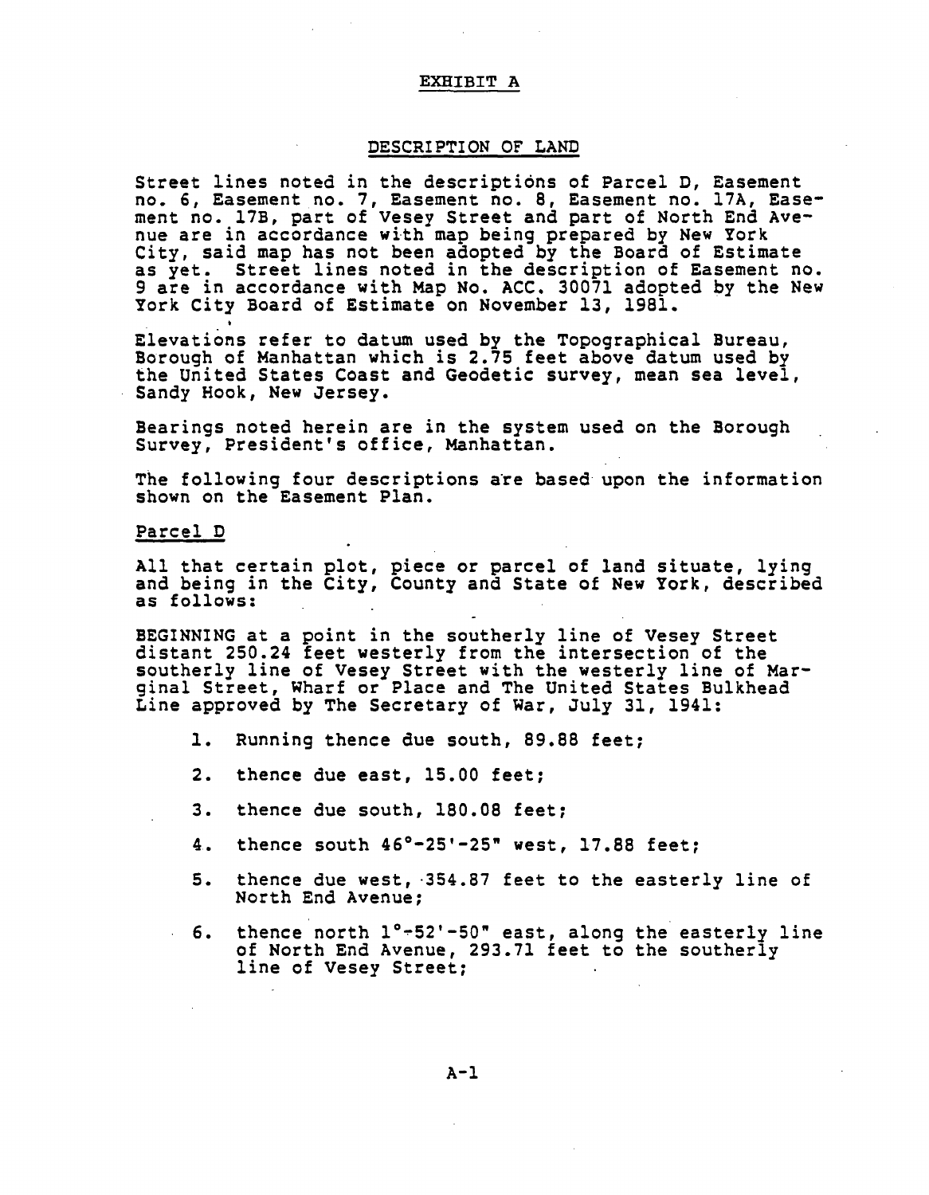# EXHIBIT A

## DESCRIPTION OF LAND

Street lines noted in the descriptions of Parcel D, Easement no. 6, Easement no. 7, Easement no. 8, Easement no. 17A, Easement no. 17B, part of Vesey Street and part of North End Avenue are in accordance with map being prepared by New York City, said map has not been adopted by the Board of Estimate as yet. Street lines noted in the description of Easement no. 9 are in accordance with Map No. ACC. 30071 adopted by the New York City Board of Estimate on November 13, 1981.

Elevations refer to datum used by the Topographical Bureau, Borough of Manhattan which is 2.75 feet above datum used by the United States Coast and Geodetic survey, mean sea level, Sandy Hook, New Jersey.

Bearings noted herein are in the system used on the Borough Survey, President's office, Manhattan.

The following four descriptions are based upon the information shown on the Easement Plan.

Parcel D

All that certain plot, piece or parcel of land situate, lying and being in the City, County and State of New York, described as follows:

BEGINNING at a point in the southerly line of Vesey Street distant 250.24 feet westerly from the intersection of the southerly line of Vesey Street with the westerly line of Marginal Street, Wharf or Place and The United States Bulkhead Line approved by The Secretary of War, July 31, 1941:

1. Running thence due south, 89.88 feet;
2. thence due east, 15.00 feet;
3. thence due south, 180.08 feet;
4. thence south 46°-25'-25" west, 17.88 feet;
5. thence due west, 354.87 feet to the easterly line of North End Avenue;
6. thence north 1°-52'-50" east, along the easterly line of North End Avenue, 293.71 feet to the southerly line of Vesey Street;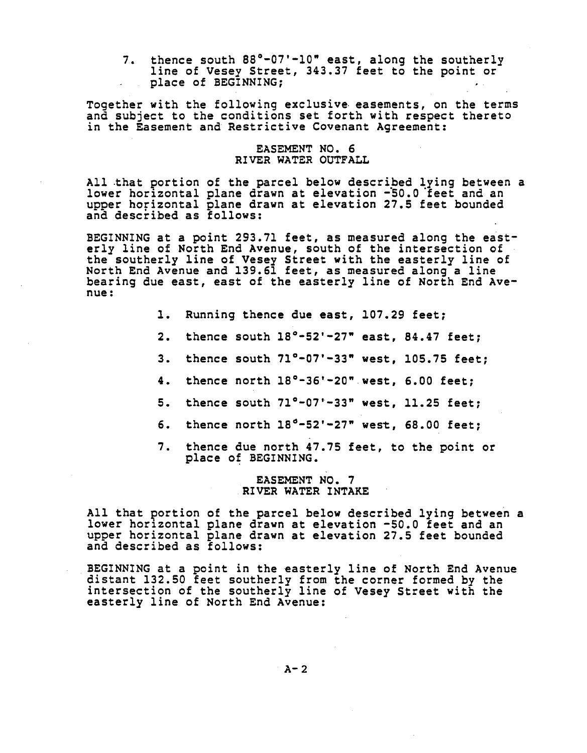7. thence south 88°-07'-10" east, along the southerly line of Vesey Street, 343.37 feet to the point or place of BEGINNING;

Together with the following exclusive easements, on the terms and subject to the conditions set forth with respect thereto in the Easement and Restrictive Covenant Agreement:

### EASEMENT NO. 6
### RIVER WATER OUTFALL

All that portion of the parcel below described lying between a lower horizontal plane drawn at elevation -50.0 feet and an upper horizontal plane drawn at elevation 27.5 feet bounded and described as follows:

BEGINNING at a point 293.71 feet, as measured along the easterly line of North End Avenue, south of the intersection of the southerly line of Vesey Street with the easterly line of North End Avenue and 139.61 feet, as measured along a line bearing due east, east of the easterly line of North End Avenue:

1. Running thence due east, 107.29 feet;
2. thence south 18°-52'-27" east, 84.47 feet;
3. thence south 71°-07'-33" west, 105.75 feet;
4. thence north 18°-36'-20" west, 6.00 feet;
5. thence south 71°-07'-33" west, 11.25 feet;
6. thence north 18°-52'-27" west, 68.00 feet;
7. thence due north 47.75 feet, to the point or place of BEGINNING.

### EASEMENT NO. 7
### RIVER WATER INTAKE

All that portion of the parcel below described lying between a lower horizontal plane drawn at elevation -50.0 feet and an upper horizontal plane drawn at elevation 27.5 feet bounded and described as follows:

BEGINNING at a point in the easterly line of North End Avenue distant 132.50 feet southerly from the corner formed by the intersection of the southerly line of Vesey Street with the easterly line of North End Avenue: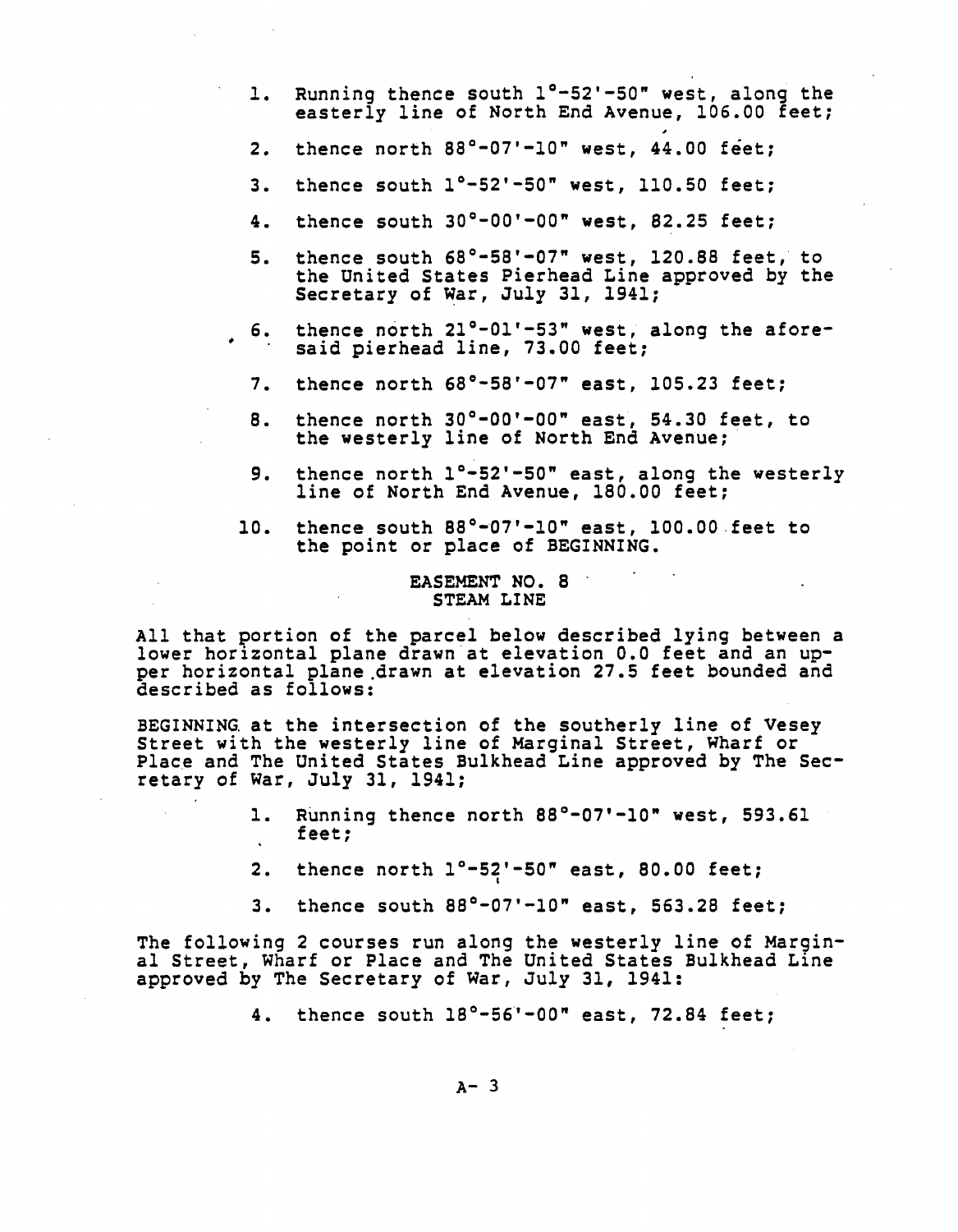1. Running thence south 1°-52'-50" west, along the easterly line of North End Avenue, 106.00 feet;
2. thence north 88°-07'-10" west, 44.00 feet;
3. thence south 1°-52'-50" west, 110.50 feet;
4. thence south 30°-00'-00" west, 82.25 feet;
5. thence south 68°-58'-07" west, 120.88 feet, to the United States Pierhead Line approved by the Secretary of War, July 31, 1941;
6. thence north 21°-01'-53" west, along the aforesaid pierhead line, 73.00 feet;
7. thence north 68°-58'-07" east, 105.23 feet;
8. thence north 30°-00'-00" east, 54.30 feet, to the westerly line of North End Avenue;
9. thence north 1°-52'-50" east, along the westerly line of North End Avenue, 180.00 feet;
10. thence south 88°-07'-10" east, 100.00 feet to the point or place of BEGINNING.

**EASEMENT NO. 8**
**STEAM LINE**

All that portion of the parcel below described lying between a lower horizontal plane drawn at elevation 0.0 feet and an upper horizontal plane drawn at elevation 27.5 feet bounded and described as follows:

BEGINNING at the intersection of the southerly line of Vesey Street with the westerly line of Marginal Street, Wharf or Place and The United States Bulkhead Line approved by The Secretary of War, July 31, 1941;

1. Running thence north 88°-07'-10" west, 593.61 feet;
2. thence north 1°-52'-50" east, 80.00 feet;
3. thence south 88°-07'-10" east, 563.28 feet;

The following 2 courses run along the westerly line of Marginal Street, Wharf or Place and The United States Bulkhead Line approved by The Secretary of War, July 31, 1941:

4. thence south 18°-56'-00" east, 72.84 feet;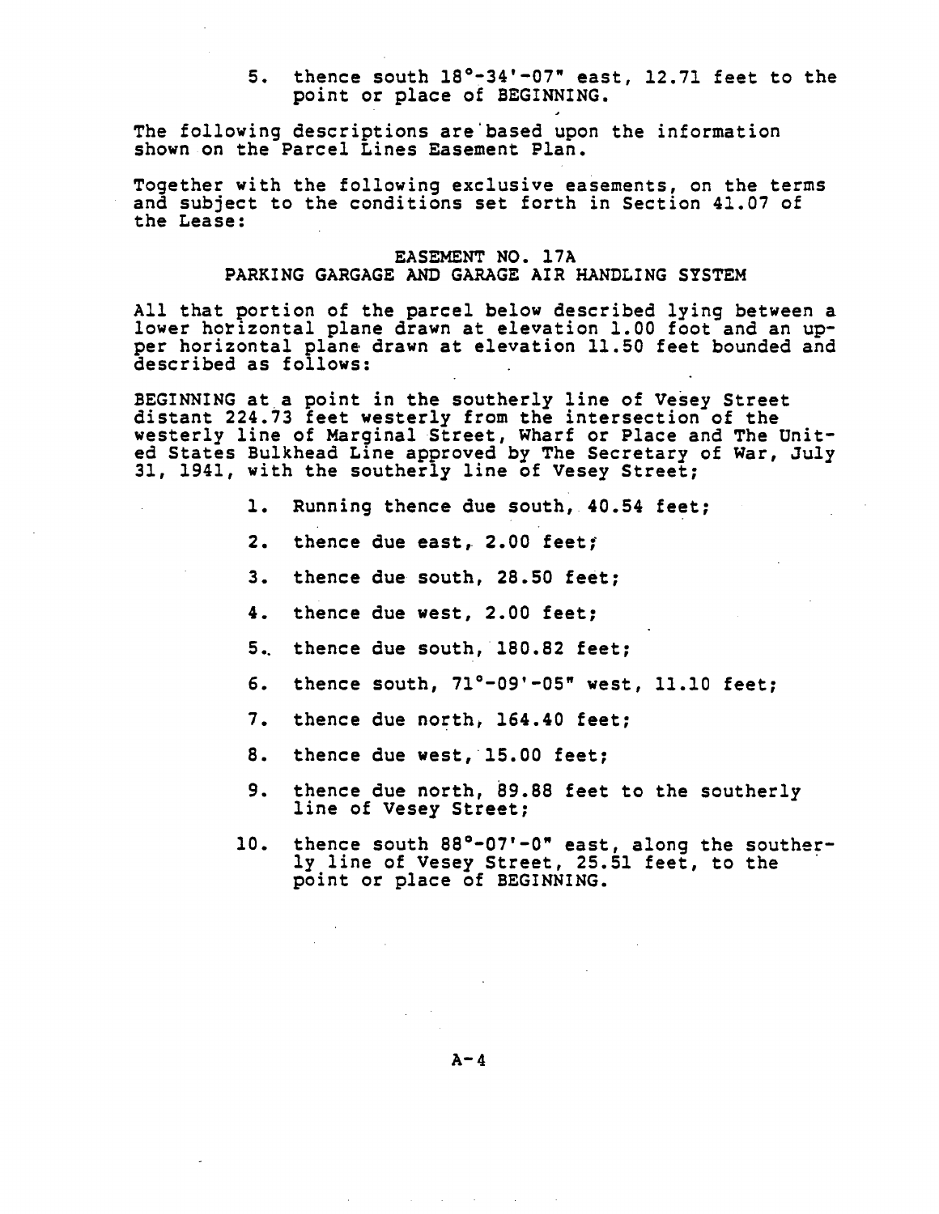5. thence south 18°-34'-07" east, 12.71 feet to the point or place of BEGINNING.

The following descriptions are based upon the information shown on the Parcel Lines Easement Plan.

Together with the following exclusive easements, on the terms and subject to the conditions set forth in Section 41.07 of the Lease:

EASEMENT NO. 17A
PARKING GARGAGE AND GARAGE AIR HANDLING SYSTEM

All that portion of the parcel below described lying between a lower horizontal plane drawn at elevation 1.00 foot and an upper horizontal plane drawn at elevation 11.50 feet bounded and described as follows:

BEGINNING at a point in the southerly line of Vesey Street distant 224.73 feet westerly from the intersection of the westerly line of Marginal Street, Wharf or Place and The United States Bulkhead Line approved by The Secretary of War, July 31, 1941, with the southerly line of Vesey Street;

1. Running thence due south, 40.54 feet;
2. thence due east, 2.00 feet;
3. thence due south, 28.50 feet;
4. thence due west, 2.00 feet;
5. thence due south, 180.82 feet;
6. thence south, 71°-09'-05" west, 11.10 feet;
7. thence due north, 164.40 feet;
8. thence due west, 15.00 feet;
9. thence due north, 89.88 feet to the southerly line of Vesey Street;
10. thence south 88°-07'-0" east, along the southerly line of Vesey Street, 25.51 feet, to the point or place of BEGINNING.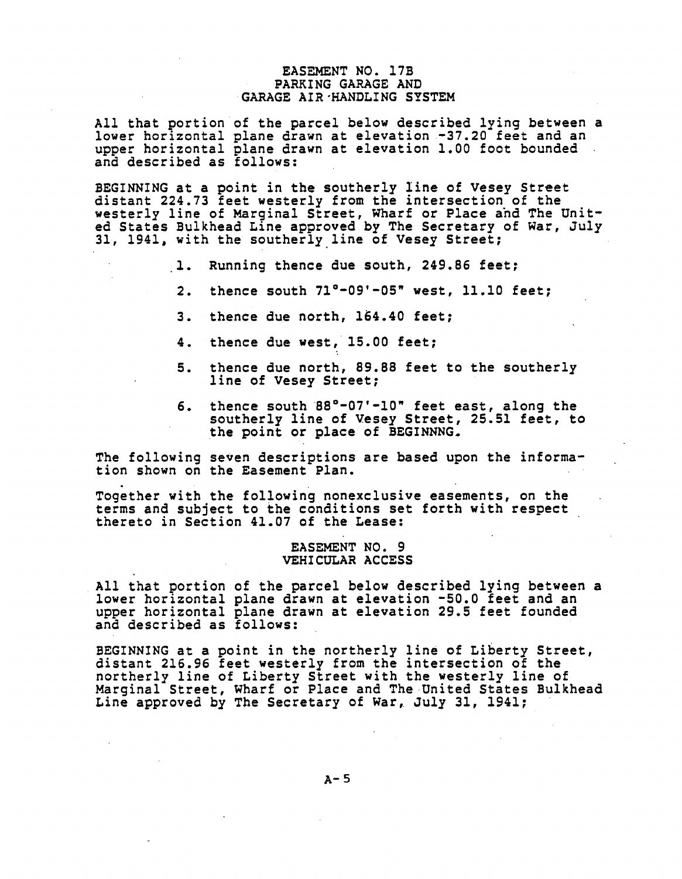## EASEMENT NO. 17B
## PARKING GARAGE AND
## GARAGE AIR-HANDLING SYSTEM

All that portion of the parcel below described lying between a lower horizontal plane drawn at elevation -37.20 feet and an upper horizontal plane drawn at elevation 1.00 foot bounded and described as follows:

BEGINNING at a point in the southerly line of Vesey Street distant 224.73 feet westerly from the intersection of the westerly line of Marginal Street, Wharf or Place and The United States Bulkhead Line approved by The Secretary of War, July 31, 1941, with the southerly line of Vesey Street;

1. Running thence due south, 249.86 feet;
2. thence south 71°-09'-05" west, 11.10 feet;
3. thence due north, 164.40 feet;
4. thence due west, 15.00 feet;
5. thence due north, 89.88 feet to the southerly line of Vesey Street;
6. thence south 88°-07'-10" feet east, along the southerly line of Vesey Street, 25.51 feet, to the point or place of BEGINNNG.

The following seven descriptions are based upon the information shown on the Easement Plan.

Together with the following nonexclusive easements, on the terms and subject to the conditions set forth with respect thereto in Section 41.07 of the Lease:

## EASEMENT NO. 9
## VEHICULAR ACCESS

All that portion of the parcel below described lying between a lower horizontal plane drawn at elevation -50.0 feet and an upper horizontal plane drawn at elevation 29.5 feet founded and described as follows:

BEGINNING at a point in the northerly line of Liberty Street, distant 216.96 feet westerly from the intersection of the northerly line of Liberty Street with the westerly line of Marginal Street, Wharf or Place and The United States Bulkhead Line approved by The Secretary of War, July 31, 1941;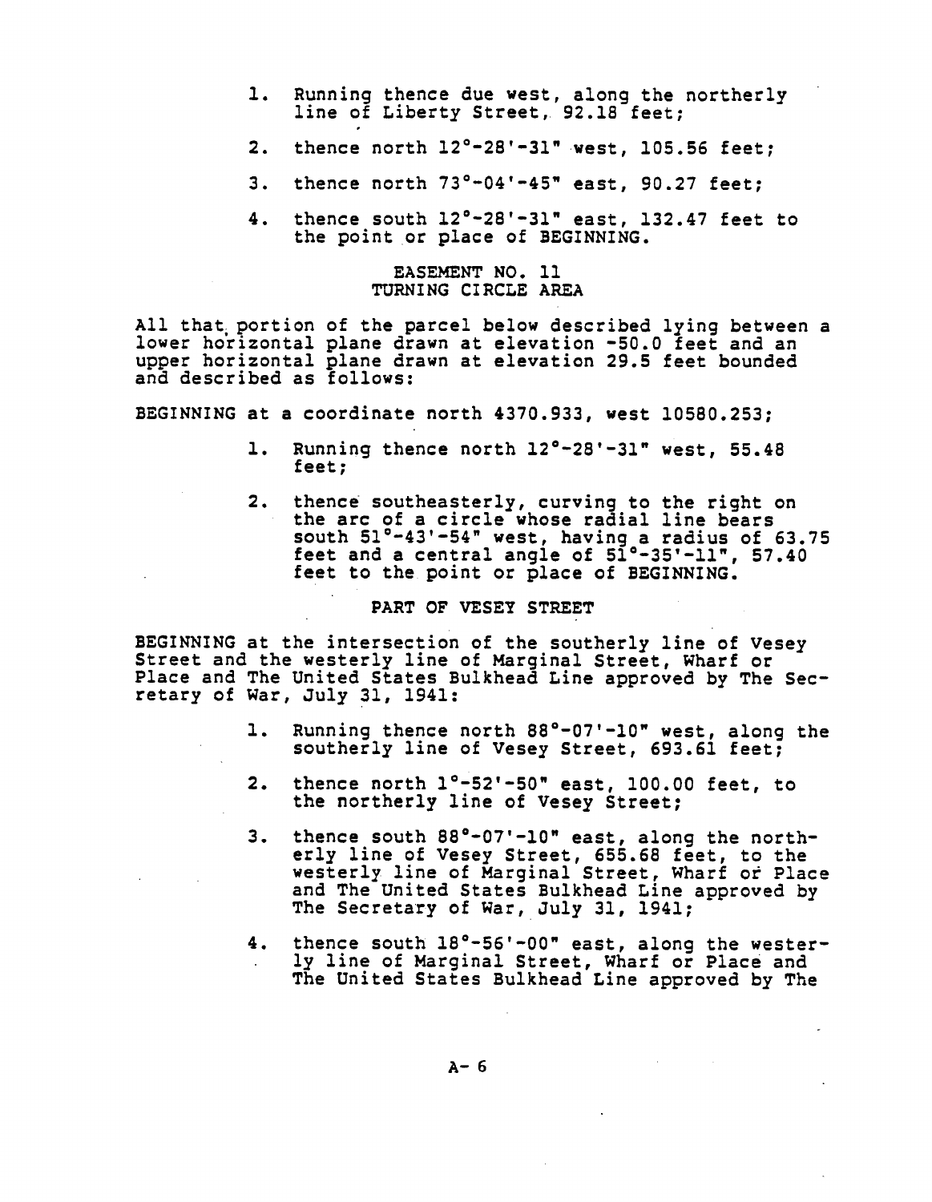1. Running thence due west, along the northerly line of Liberty Street, 92.18 feet;

2. thence north 12°-28'-31" west, 105.56 feet;

3. thence north 73°-04'-45" east, 90.27 feet;

4. thence south 12°-28'-31" east, 132.47 feet to the point or place of BEGINNING.

### EASEMENT NO. 11
### TURNING CIRCLE AREA

All that portion of the parcel below described lying between a lower horizontal plane drawn at elevation -50.0 feet and an upper horizontal plane drawn at elevation 29.5 feet bounded and described as follows:

BEGINNING at a coordinate north 4370.933, west 10580.253;

1. Running thence north 12°-28'-31" west, 55.48 feet;

2. thence southeasterly, curving to the right on the arc of a circle whose radial line bears south 51°-43'-54" west, having a radius of 63.75 feet and a central angle of 51°-35'-11", 57.40 feet to the point or place of BEGINNING.

### PART OF VESEY STREET

BEGINNING at the intersection of the southerly line of Vesey Street and the westerly line of Marginal Street, Wharf or Place and The United States Bulkhead Line approved by The Secretary of War, July 31, 1941:

1. Running thence north 88°-07'-10" west, along the southerly line of Vesey Street, 693.61 feet;

2. thence north 1°-52'-50" east, 100.00 feet, to the northerly line of Vesey Street;

3. thence south 88°-07'-10" east, along the northerly line of Vesey Street, 655.68 feet, to the westerly line of Marginal Street, Wharf or Place and The United States Bulkhead Line approved by The Secretary of War, July 31, 1941;

4. thence south 18°-56'-00" east, along the westerly line of Marginal Street, Wharf or Place and The United States Bulkhead Line approved by The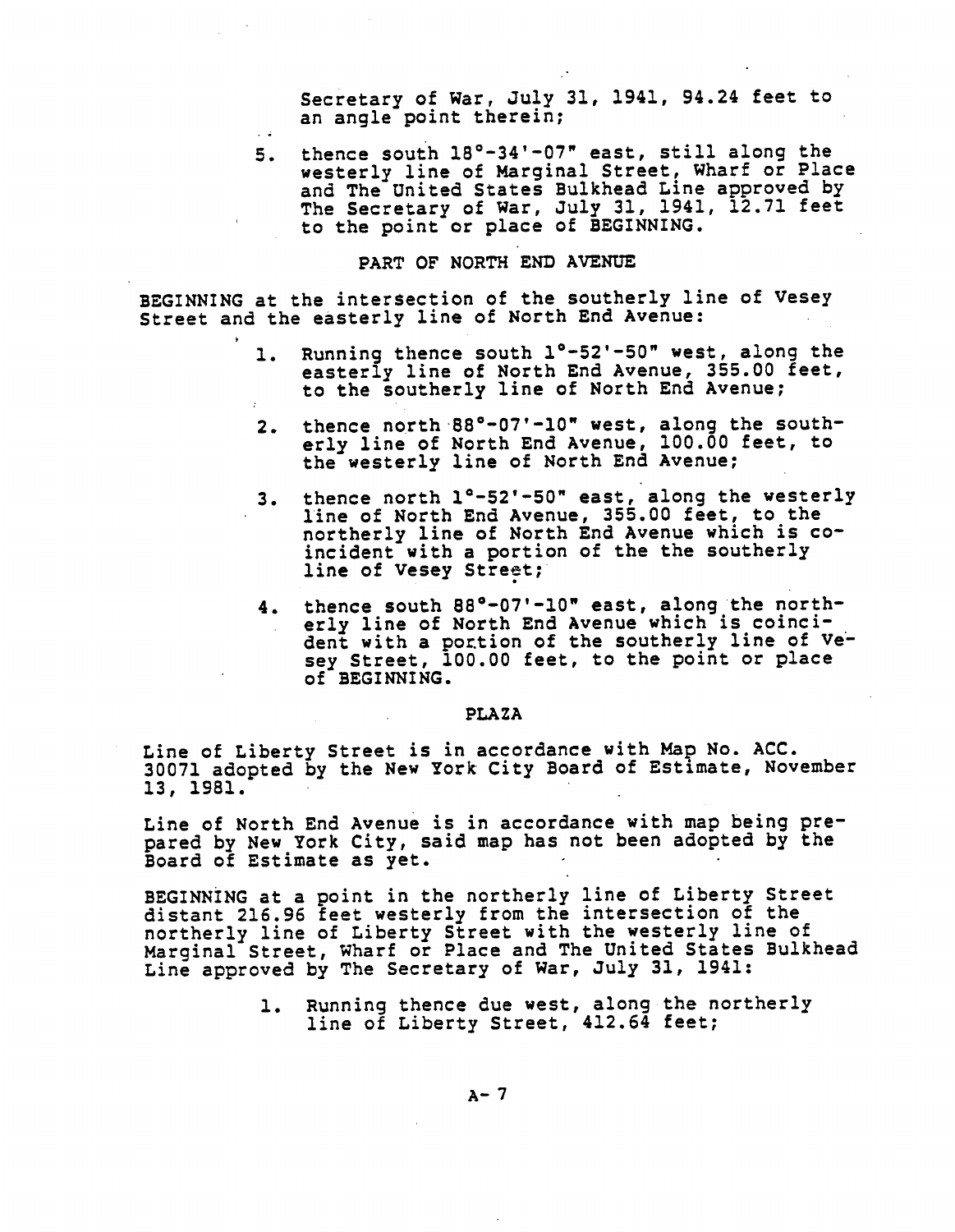Secretary of War, July 31, 1941, 94.24 feet to an angle point therein;

5. thence south 18°-34'-07" east, still along the westerly line of Marginal Street, Wharf or Place and The United States Bulkhead Line approved by The Secretary of War, July 31, 1941, 12.71 feet to the point or place of BEGINNING.

## PART OF NORTH END AVENUE

BEGINNING at the intersection of the southerly line of Vesey Street and the easterly line of North End Avenue:

1. Running thence south 1°-52'-50" west, along the easterly line of North End Avenue, 355.00 feet, to the southerly line of North End Avenue;

2. thence north 88°-07'-10" west, along the southerly line of North End Avenue, 100.00 feet, to the westerly line of North End Avenue;

3. thence north 1°-52'-50" east, along the westerly line of North End Avenue, 355.00 feet, to the northerly line of North End Avenue which is coincident with a portion of the the southerly line of Vesey Street;

4. thence south 88°-07'-10" east, along the northerly line of North End Avenue which is coincident with a portion of the southerly line of Vesey Street, 100.00 feet, to the point or place of BEGINNING.

## PLAZA

Line of Liberty Street is in accordance with Map No. ACC. 30071 adopted by the New York City Board of Estimate, November 13, 1981.

Line of North End Avenue is in accordance with map being prepared by New York City, said map has not been adopted by the Board of Estimate as yet.

BEGINNING at a point in the northerly line of Liberty Street distant 216.96 feet westerly from the intersection of the northerly line of Liberty Street with the westerly line of Marginal Street, Wharf or Place and The United States Bulkhead Line approved by The Secretary of War, July 31, 1941:

1. Running thence due west, along the northerly line of Liberty Street, 412.64 feet;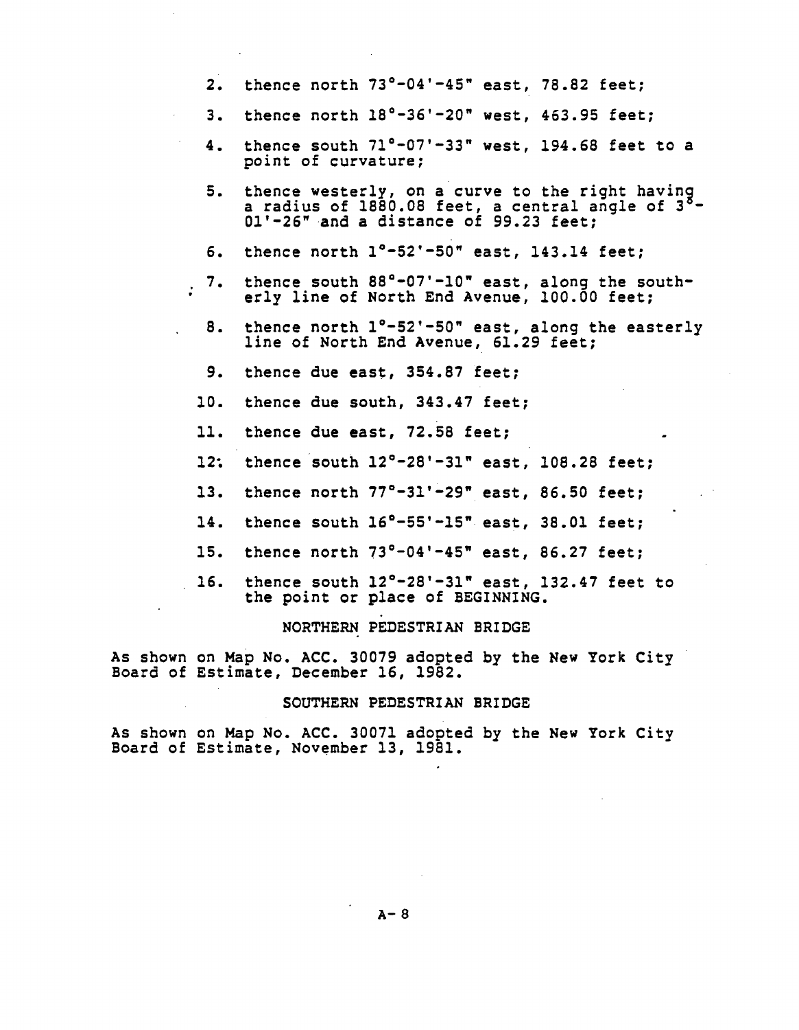2. thence north 73°-04'-45" east, 78.82 feet;
3. thence north 18°-36'-20" west, 463.95 feet;
4. thence south 71°-07'-33" west, 194.68 feet to a point of curvature;
5. thence westerly, on a curve to the right having a radius of 1880.08 feet, a central angle of 3°-01'-26" and a distance of 99.23 feet;
6. thence north 1°-52'-50" east, 143.14 feet;
7. thence south 88°-07'-10" east, along the southerly line of North End Avenue, 100.00 feet;
8. thence north 1°-52'-50" east, along the easterly line of North End Avenue, 61.29 feet;
9. thence due east, 354.87 feet;
10. thence due south, 343.47 feet;
11. thence due east, 72.58 feet;
12. thence south 12°-28'-31" east, 108.28 feet;
13. thence north 77°-31'-29" east, 86.50 feet;
14. thence south 16°-55'-15" east, 38.01 feet;
15. thence north 73°-04'-45" east, 86.27 feet;
16. thence south 12°-28'-31" east, 132.47 feet to the point or place of BEGINNING.

NORTHERN PEDESTRIAN BRIDGE

As shown on Map No. ACC. 30079 adopted by the New York City Board of Estimate, December 16, 1982.

SOUTHERN PEDESTRIAN BRIDGE

As shown on Map No. ACC. 30071 adopted by the New York City Board of Estimate, November 13, 1981.